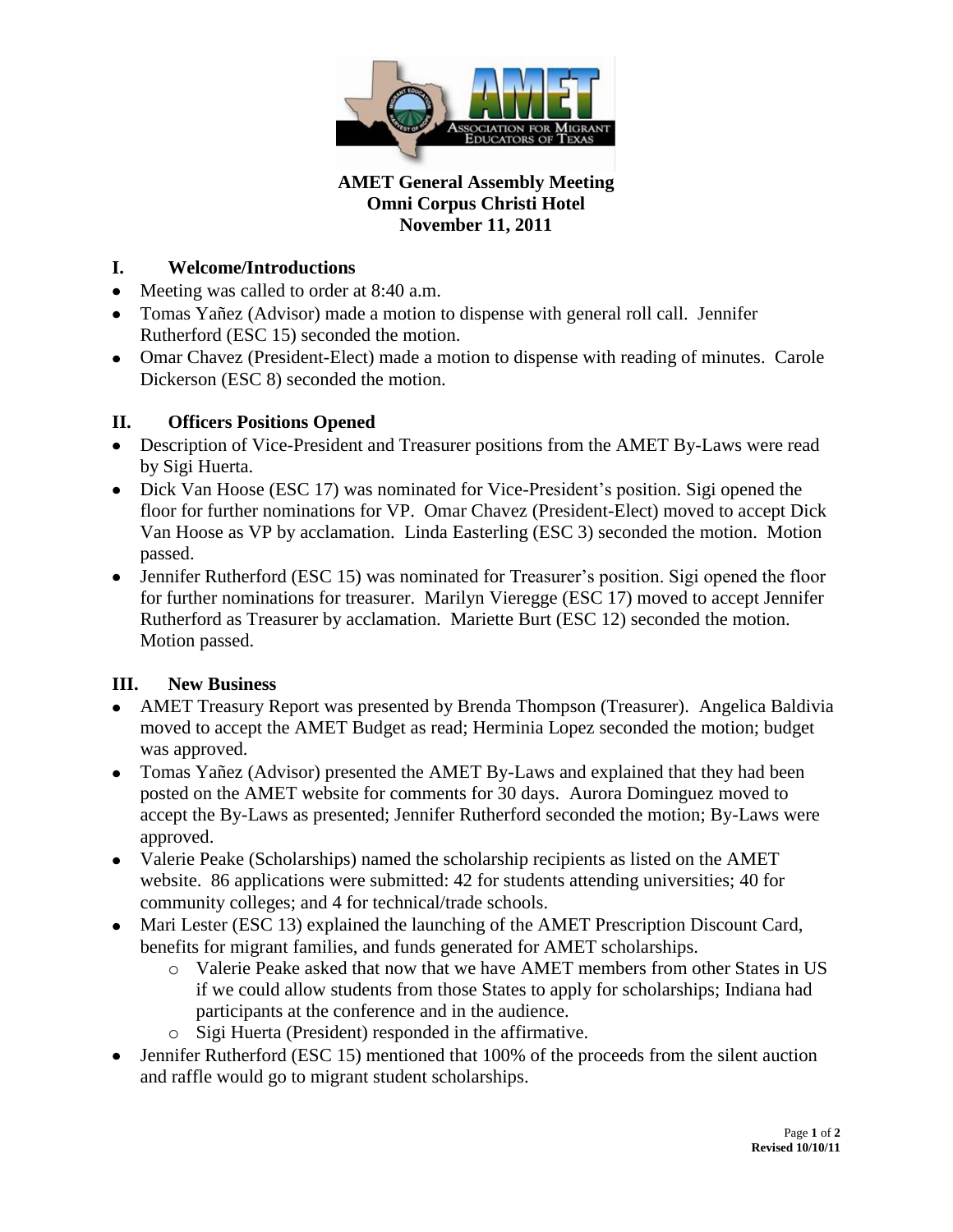**AMET General Assembly Meeting**
**Omni Corpus Christi Hotel**
**November 11, 2011**

## I. Welcome/Introductions

- Meeting was called to order at 8:40 a.m.
- Tomas Yañez (Advisor) made a motion to dispense with general roll call. Jennifer Rutherford (ESC 15) seconded the motion.
- Omar Chavez (President-Elect) made a motion to dispense with reading of minutes. Carole Dickerson (ESC 8) seconded the motion.

## II. Officers Positions Opened

- Description of Vice-President and Treasurer positions from the AMET By-Laws were read by Sigi Huerta.
- Dick Van Hoose (ESC 17) was nominated for Vice-President's position. Sigi opened the floor for further nominations for VP. Omar Chavez (President-Elect) moved to accept Dick Van Hoose as VP by acclamation. Linda Easterling (ESC 3) seconded the motion. Motion passed.
- Jennifer Rutherford (ESC 15) was nominated for Treasurer's position. Sigi opened the floor for further nominations for treasurer. Marilyn Vieregge (ESC 17) moved to accept Jennifer Rutherford as Treasurer by acclamation. Mariette Burt (ESC 12) seconded the motion. Motion passed.

## III. New Business

- AMET Treasury Report was presented by Brenda Thompson (Treasurer). Angelica Baldivia moved to accept the AMET Budget as read; Herminia Lopez seconded the motion; budget was approved.
- Tomas Yañez (Advisor) presented the AMET By-Laws and explained that they had been posted on the AMET website for comments for 30 days. Aurora Dominguez moved to accept the By-Laws as presented; Jennifer Rutherford seconded the motion; By-Laws were approved.
- Valerie Peake (Scholarships) named the scholarship recipients as listed on the AMET website. 86 applications were submitted: 42 for students attending universities; 40 for community colleges; and 4 for technical/trade schools.
- Mari Lester (ESC 13) explained the launching of the AMET Prescription Discount Card, benefits for migrant families, and funds generated for AMET scholarships.
  - Valerie Peake asked that now that we have AMET members from other States in US if we could allow students from those States to apply for scholarships; Indiana had participants at the conference and in the audience.
  - Sigi Huerta (President) responded in the affirmative.
- Jennifer Rutherford (ESC 15) mentioned that 100% of the proceeds from the silent auction and raffle would go to migrant student scholarships.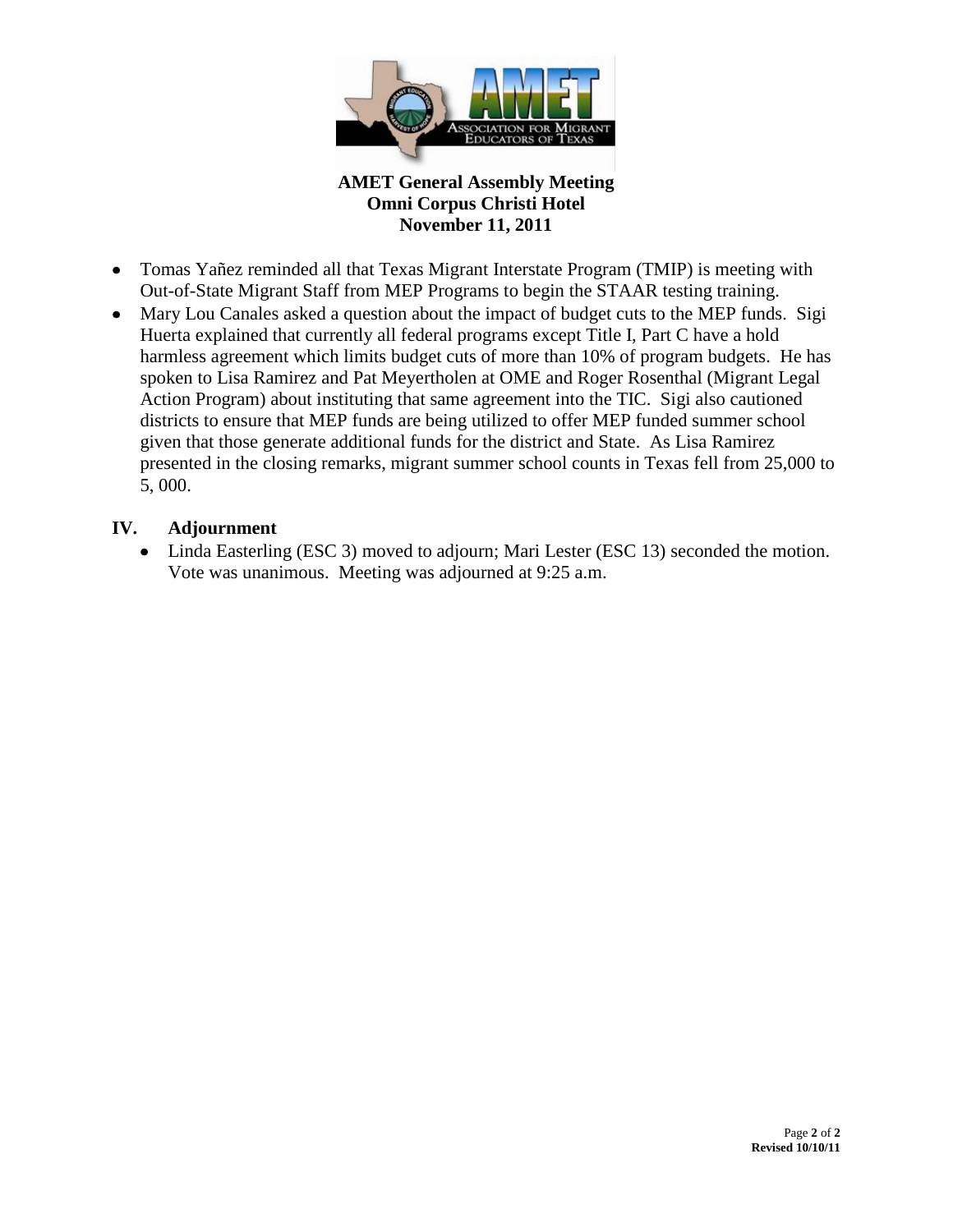**AMET General Assembly Meeting**
**Omni Corpus Christi Hotel**
**November 11, 2011**

- Tomas Yañez reminded all that Texas Migrant Interstate Program (TMIP) is meeting with Out-of-State Migrant Staff from MEP Programs to begin the STAAR testing training.
- Mary Lou Canales asked a question about the impact of budget cuts to the MEP funds. Sigi Huerta explained that currently all federal programs except Title I, Part C have a hold harmless agreement which limits budget cuts of more than 10% of program budgets. He has spoken to Lisa Ramirez and Pat Meyertholen at OME and Roger Rosenthal (Migrant Legal Action Program) about instituting that same agreement into the TIC. Sigi also cautioned districts to ensure that MEP funds are being utilized to offer MEP funded summer school given that those generate additional funds for the district and State. As Lisa Ramirez presented in the closing remarks, migrant summer school counts in Texas fell from 25,000 to 5, 000.

## IV. Adjournment

- Linda Easterling (ESC 3) moved to adjourn; Mari Lester (ESC 13) seconded the motion. Vote was unanimous. Meeting was adjourned at 9:25 a.m.

**Revised 10/10/11**